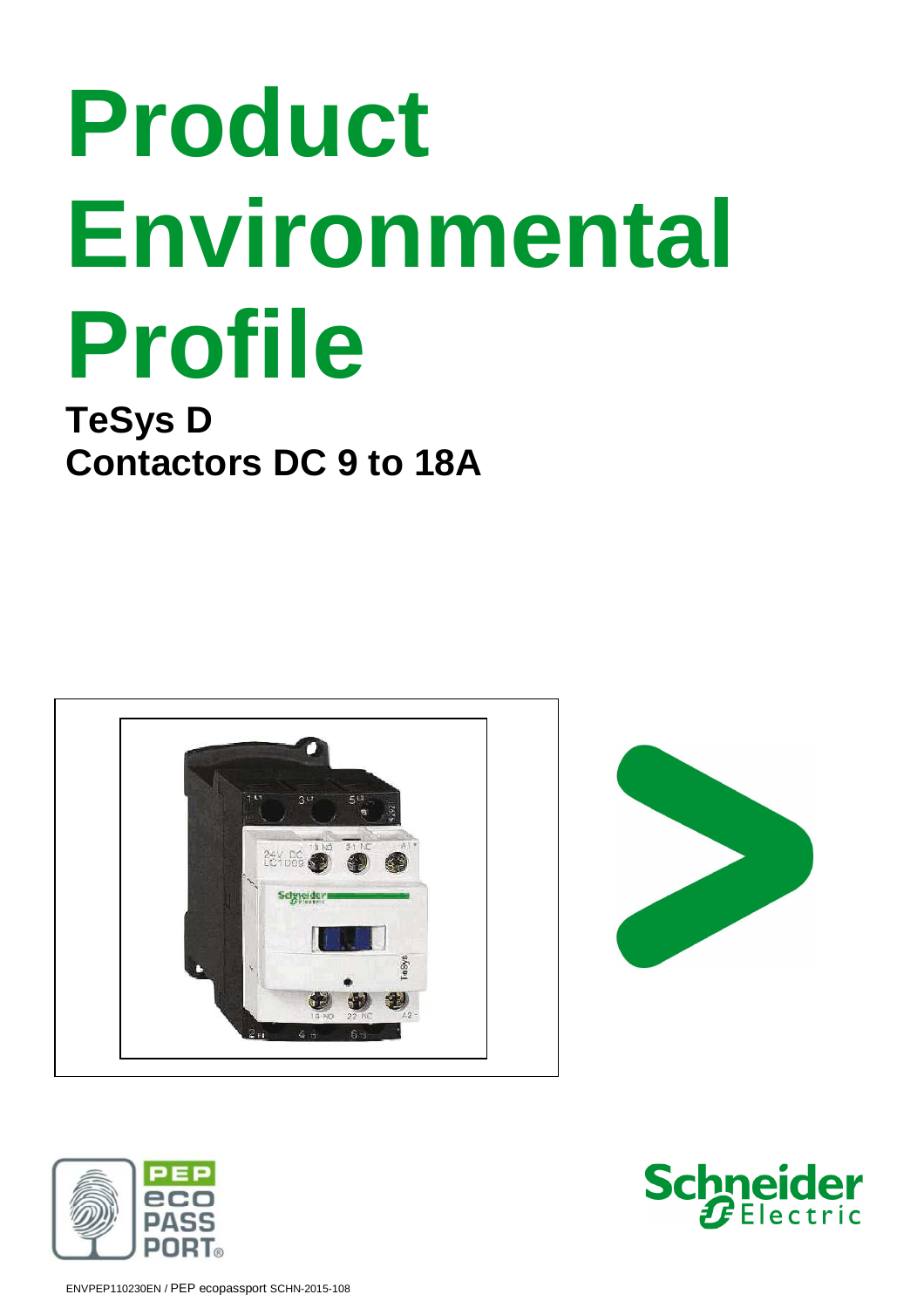# Product Environmental Profile

## TeSys D
## Contactors DC 9 to 18A

ENVPEP110230EN / PEP ecopassport SCHN-2015-108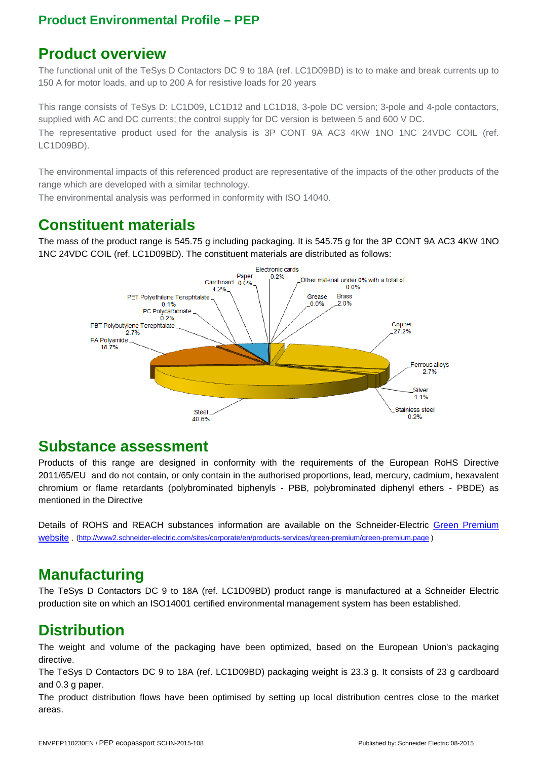## Product Environmental Profile – PEP

# Product overview

The functional unit of the TeSys D Contactors DC 9 to 18A (ref. LC1D09BD) is to to make and break currents up to 150 A for motor loads, and up to 200 A for resistive loads for 20 years

This range consists of TeSys D: LC1D09, LC1D12 and LC1D18, 3-pole DC version; 3-pole and 4-pole contactors, supplied with AC and DC currents; the control supply for DC version is between 5 and 600 V DC.

The representative product used for the analysis is 3P CONT 9A AC3 4KW 1NO 1NC 24VDC COIL (ref. LC1D09BD).

The environmental impacts of this referenced product are representative of the impacts of the other products of the range which are developed with a similar technology.

The environmental analysis was performed in conformity with ISO 14040.

# Constituent materials

The mass of the product range is 545.75 g including packaging. It is 545.75 g for the 3P CONT 9A AC3 4KW 1NO 1NC 24VDC COIL (ref. LC1D09BD). The constituent materials are distributed as follows:

| Material | Share |
| --- | --- |
| Steel | 40.6% |
| Copper | 27.2% |
| PA Polyamide | 18.7% |
| Cardboard | 4.2% |
| PBT Polybutylene Terephtalate | 2.7% |
| Ferrous alloys | 2.7% |
| Brass | 2.0% |
| Silver | 1.1% |
| PC Polycarbonate | 0.2% |
| Electronic cards | 0.2% |
| Stainless steel | 0.2% |
| PET Polyethilene Terephtalate | 0.1% |
| Paper | 0.0% |
| Grease | 0.0% |
| Other material under 0% with a total of | 0.0% |

# Substance assessment

Products of this range are designed in conformity with the requirements of the European RoHS Directive 2011/65/EU and do not contain, or only contain in the authorised proportions, lead, mercury, cadmium, hexavalent chromium or flame retardants (polybrominated biphenyls - PBB, polybrominated diphenyl ethers - PBDE) as mentioned in the Directive

Details of ROHS and REACH substances information are available on the Schneider-Electric Green Premium website . (http://www2.schneider-electric.com/sites/corporate/en/products-services/green-premium/green-premium.page )

# Manufacturing

The TeSys D Contactors DC 9 to 18A (ref. LC1D09BD) product range is manufactured at a Schneider Electric production site on which an ISO14001 certified environmental management system has been established.

# Distribution

The weight and volume of the packaging have been optimized, based on the European Union's packaging directive.

The TeSys D Contactors DC 9 to 18A (ref. LC1D09BD) packaging weight is 23.3 g. It consists of 23 g cardboard and 0.3 g paper.

The product distribution flows have been optimised by setting up local distribution centres close to the market areas.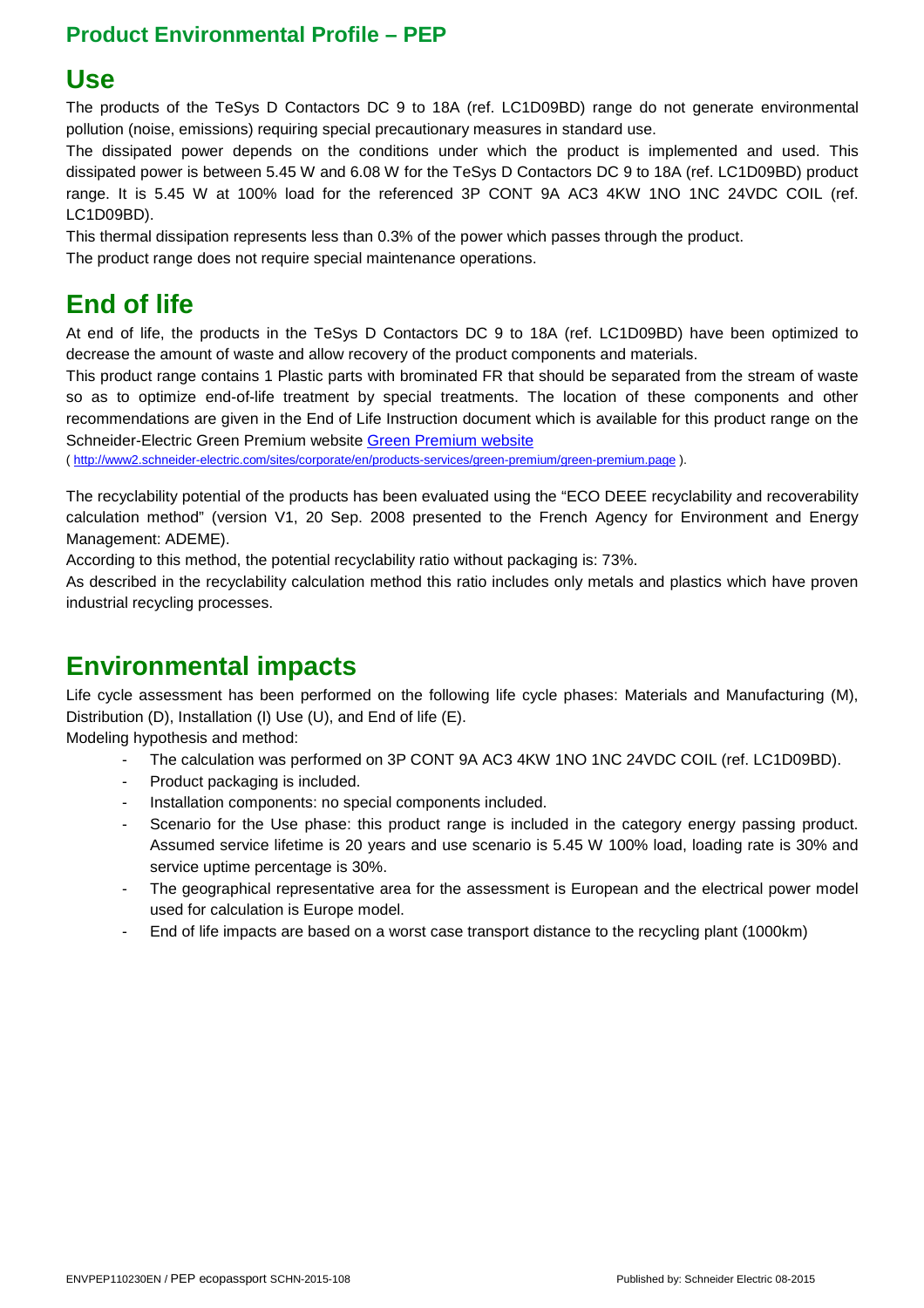## Product Environmental Profile – PEP

# Use

The products of the TeSys D Contactors DC 9 to 18A (ref. LC1D09BD) range do not generate environmental pollution (noise, emissions) requiring special precautionary measures in standard use.

The dissipated power depends on the conditions under which the product is implemented and used. This dissipated power is between 5.45 W and 6.08 W for the TeSys D Contactors DC 9 to 18A (ref. LC1D09BD) product range. It is 5.45 W at 100% load for the referenced 3P CONT 9A AC3 4KW 1NO 1NC 24VDC COIL (ref. LC1D09BD).

This thermal dissipation represents less than 0.3% of the power which passes through the product.

The product range does not require special maintenance operations.

# End of life

At end of life, the products in the TeSys D Contactors DC 9 to 18A (ref. LC1D09BD) have been optimized to decrease the amount of waste and allow recovery of the product components and materials.

This product range contains 1 Plastic parts with brominated FR that should be separated from the stream of waste so as to optimize end-of-life treatment by special treatments. The location of these components and other recommendations are given in the End of Life Instruction document which is available for this product range on the Schneider-Electric Green Premium website [Green Premium website](http://www2.schneider-electric.com/sites/corporate/en/products-services/green-premium/green-premium.page)

( http://www2.schneider-electric.com/sites/corporate/en/products-services/green-premium/green-premium.page ).

The recyclability potential of the products has been evaluated using the "ECO DEEE recyclability and recoverability calculation method" (version V1, 20 Sep. 2008 presented to the French Agency for Environment and Energy Management: ADEME).

According to this method, the potential recyclability ratio without packaging is: 73%.

As described in the recyclability calculation method this ratio includes only metals and plastics which have proven industrial recycling processes.

# Environmental impacts

Life cycle assessment has been performed on the following life cycle phases: Materials and Manufacturing (M), Distribution (D), Installation (I) Use (U), and End of life (E).

Modeling hypothesis and method:

- The calculation was performed on 3P CONT 9A AC3 4KW 1NO 1NC 24VDC COIL (ref. LC1D09BD).
- Product packaging is included.
- Installation components: no special components included.
- Scenario for the Use phase: this product range is included in the category energy passing product. Assumed service lifetime is 20 years and use scenario is 5.45 W 100% load, loading rate is 30% and service uptime percentage is 30%.
- The geographical representative area for the assessment is European and the electrical power model used for calculation is Europe model.
- End of life impacts are based on a worst case transport distance to the recycling plant (1000km)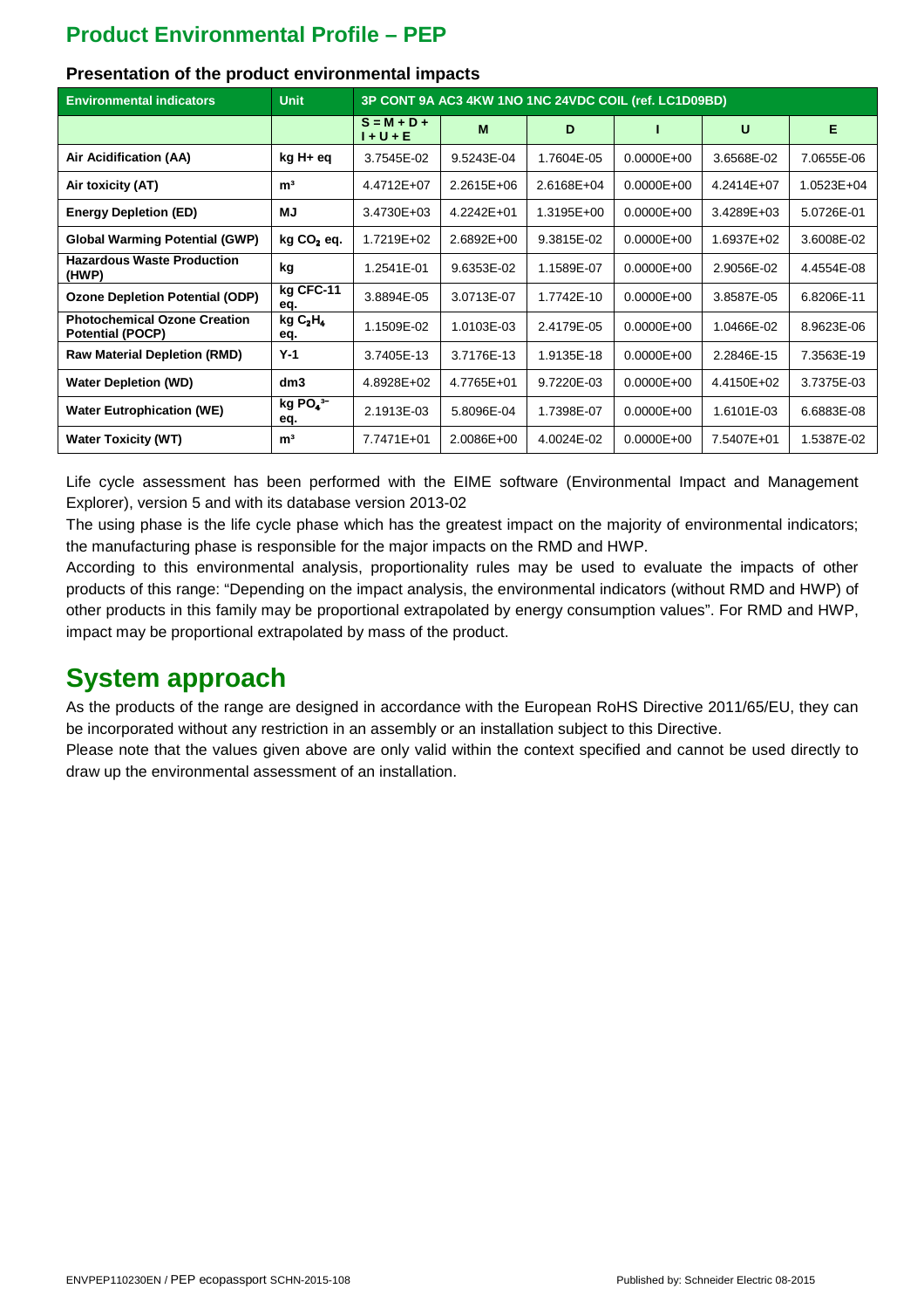# Product Environmental Profile – PEP

### Presentation of the product environmental impacts

| Environmental indicators | Unit | 3P CONT 9A AC3 4KW 1NO 1NC 24VDC COIL (ref. LC1D09BD) | | | | | |
|---|---|---|---|---|---|---|---|
| | | S = M + D + I + U + E | M | D | I | U | E |
| Air Acidification (AA) | kg H+ eq | 3.7545E-02 | 9.5243E-04 | 1.7604E-05 | 0.0000E+00 | 3.6568E-02 | 7.0655E-06 |
| Air toxicity (AT) | m³ | 4.4712E+07 | 2.2615E+06 | 2.6168E+04 | 0.0000E+00 | 4.2414E+07 | 1.0523E+04 |
| Energy Depletion (ED) | MJ | 3.4730E+03 | 4.2242E+01 | 1.3195E+00 | 0.0000E+00 | 3.4289E+03 | 5.0726E-01 |
| Global Warming Potential (GWP) | kg $CO_2$ eq. | 1.7219E+02 | 2.6892E+00 | 9.3815E-02 | 0.0000E+00 | 1.6937E+02 | 3.6008E-02 |
| Hazardous Waste Production (HWP) | kg | 1.2541E-01 | 9.6353E-02 | 1.1589E-07 | 0.0000E+00 | 2.9056E-02 | 4.4554E-08 |
| Ozone Depletion Potential (ODP) | kg CFC-11 eq. | 3.8894E-05 | 3.0713E-07 | 1.7742E-10 | 0.0000E+00 | 3.8587E-05 | 6.8206E-11 |
| Photochemical Ozone Creation Potential (POCP) | kg $C_2H_4$ eq. | 1.1509E-02 | 1.0103E-03 | 2.4179E-05 | 0.0000E+00 | 1.0466E-02 | 8.9623E-06 |
| Raw Material Depletion (RMD) | Y-1 | 3.7405E-13 | 3.7176E-13 | 1.9135E-18 | 0.0000E+00 | 2.2846E-15 | 7.3563E-19 |
| Water Depletion (WD) | dm3 | 4.8928E+02 | 4.7765E+01 | 9.7220E-03 | 0.0000E+00 | 4.4150E+02 | 3.7375E-03 |
| Water Eutrophication (WE) | kg $PO_4^{3-}$ eq. | 2.1913E-03 | 5.8096E-04 | 1.7398E-07 | 0.0000E+00 | 1.6101E-03 | 6.6883E-08 |
| Water Toxicity (WT) | m³ | 7.7471E+01 | 2.0086E+00 | 4.0024E-02 | 0.0000E+00 | 7.5407E+01 | 1.5387E-02 |

Life cycle assessment has been performed with the EIME software (Environmental Impact and Management Explorer), version 5 and with its database version 2013-02

The using phase is the life cycle phase which has the greatest impact on the majority of environmental indicators; the manufacturing phase is responsible for the major impacts on the RMD and HWP.

According to this environmental analysis, proportionality rules may be used to evaluate the impacts of other products of this range: "Depending on the impact analysis, the environmental indicators (without RMD and HWP) of other products in this family may be proportional extrapolated by energy consumption values". For RMD and HWP, impact may be proportional extrapolated by mass of the product.

# System approach

As the products of the range are designed in accordance with the European RoHS Directive 2011/65/EU, they can be incorporated without any restriction in an assembly or an installation subject to this Directive.

Please note that the values given above are only valid within the context specified and cannot be used directly to draw up the environmental assessment of an installation.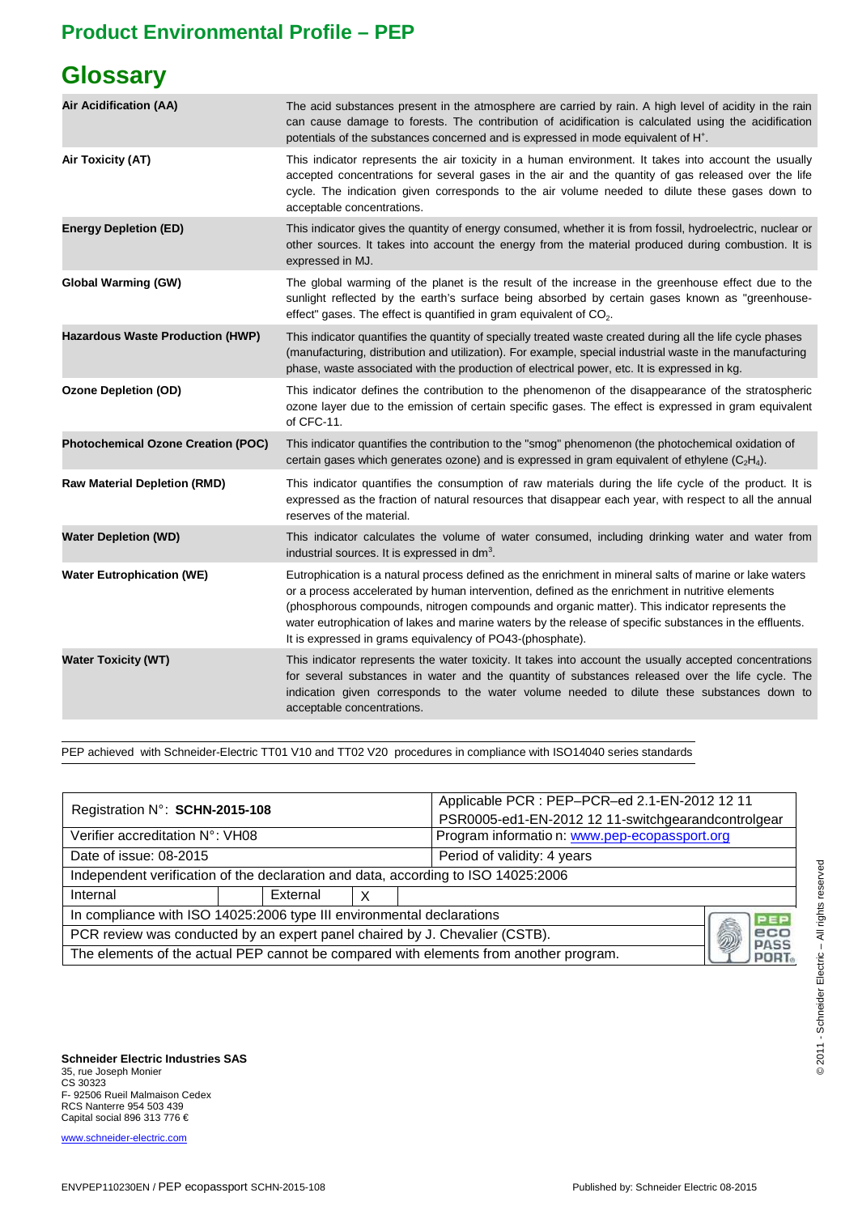## Product Environmental Profile – PEP

# Glossary

| | |
|---|---|
| **Air Acidification (AA)** | The acid substances present in the atmosphere are carried by rain. A high level of acidity in the rain can cause damage to forests. The contribution of acidification is calculated using the acidification potentials of the substances concerned and is expressed in mode equivalent of $H^+$. |
| **Air Toxicity (AT)** | This indicator represents the air toxicity in a human environment. It takes into account the usually accepted concentrations for several gases in the air and the quantity of gas released over the life cycle. The indication given corresponds to the air volume needed to dilute these gases down to acceptable concentrations. |
| **Energy Depletion (ED)** | This indicator gives the quantity of energy consumed, whether it is from fossil, hydroelectric, nuclear or other sources. It takes into account the energy from the material produced during combustion. It is expressed in MJ. |
| **Global Warming (GW)** | The global warming of the planet is the result of the increase in the greenhouse effect due to the sunlight reflected by the earth's surface being absorbed by certain gases known as "greenhouse-effect" gases. The effect is quantified in gram equivalent of $CO_2$. |
| **Hazardous Waste Production (HWP)** | This indicator quantifies the quantity of specially treated waste created during all the life cycle phases (manufacturing, distribution and utilization). For example, special industrial waste in the manufacturing phase, waste associated with the production of electrical power, etc. It is expressed in kg. |
| **Ozone Depletion (OD)** | This indicator defines the contribution to the phenomenon of the disappearance of the stratospheric ozone layer due to the emission of certain specific gases. The effect is expressed in gram equivalent of CFC-11. |
| **Photochemical Ozone Creation (POC)** | This indicator quantifies the contribution to the "smog" phenomenon (the photochemical oxidation of certain gases which generates ozone) and is expressed in gram equivalent of ethylene ($C_2H_4$). |
| **Raw Material Depletion (RMD)** | This indicator quantifies the consumption of raw materials during the life cycle of the product. It is expressed as the fraction of natural resources that disappear each year, with respect to all the annual reserves of the material. |
| **Water Depletion (WD)** | This indicator calculates the volume of water consumed, including drinking water and water from industrial sources. It is expressed in $dm^3$. |
| **Water Eutrophication (WE)** | Eutrophication is a natural process defined as the enrichment in mineral salts of marine or lake waters or a process accelerated by human intervention, defined as the enrichment in nutritive elements (phosphorous compounds, nitrogen compounds and organic matter). This indicator represents the water eutrophication of lakes and marine waters by the release of specific substances in the effluents. It is expressed in grams equivalency of PO43-(phosphate). |
| **Water Toxicity (WT)** | This indicator represents the water toxicity. It takes into account the usually accepted concentrations for several substances in water and the quantity of substances released over the life cycle. The indication given corresponds to the water volume needed to dilute these substances down to acceptable concentrations. |

PEP achieved with Schneider-Electric TT01 V10 and TT02 V20 procedures in compliance with ISO14040 series standards

| | | | | |
|---|---|---|---|---|
| Registration N°: **SCHN-2015-108** | | | | Applicable PCR : PEP–PCR–ed 2.1-EN-2012 12 11 PSR0005-ed1-EN-2012 12 11-switchgearandcontrolgear |
| Verifier accreditation N°: VH08 | | | | Program information: www.pep-ecopassport.org |
| Date of issue: 08-2015 | | | | Period of validity: 4 years |
| Independent verification of the declaration and data, according to ISO 14025:2006 | | | | |
| Internal | | External | X | |
| In compliance with ISO 14025:2006 type III environmental declarations | | | | PEP eco PASS PORT |
| PCR review was conducted by an expert panel chaired by J. Chevalier (CSTB). | | | | |
| The elements of the actual PEP cannot be compared with elements from another program. | | | | |

**Schneider Electric Industries SAS**
35, rue Joseph Monier
CS 30323
F- 92506 Rueil Malmaison Cedex
RCS Nanterre 954 503 439
Capital social 896 313 776 €

www.schneider-electric.com

© 2011 - Schneider Electric – All rights reserved

ENVPEP110230EN / PEP ecopassport SCHN-2015-108 Published by: Schneider Electric 08-2015